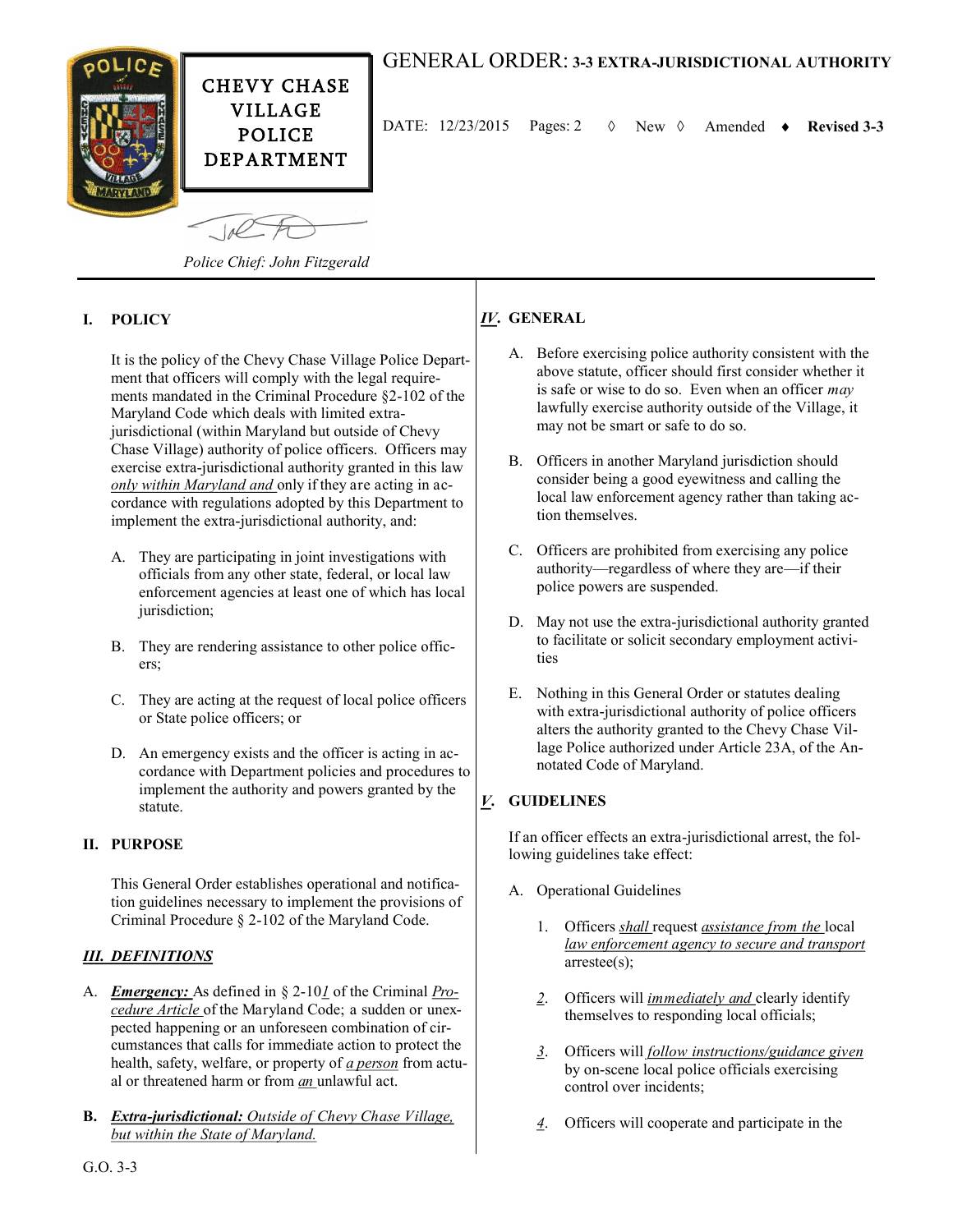CHEVY CHASE VILLAGE POLICE DEPARTMENT

# GENERAL ORDER: 3-3 EXTRA-JURISDICTIONAL AUTHORITY

DATE: 12/23/2015 Pages: 2 ◊ New ◊ Amended ♦ **Revised 3-3**

*Police Chief: John Fitzgerald*

## I. POLICY

It is the policy of the Chevy Chase Village Police Department that officers will comply with the legal requirements mandated in the Criminal Procedure §2-102 of the Maryland Code which deals with limited extra-jurisdictional (within Maryland but outside of Chevy Chase Village) authority of police officers. Officers may exercise extra-jurisdictional authority granted in this law *only within Maryland and* only if they are acting in accordance with regulations adopted by this Department to implement the extra-jurisdictional authority, and:

A. They are participating in joint investigations with officials from any other state, federal, or local law enforcement agencies at least one of which has local jurisdiction;

B. They are rendering assistance to other police officers;

C. They are acting at the request of local police officers or State police officers; or

D. An emergency exists and the officer is acting in accordance with Department policies and procedures to implement the authority and powers granted by the statute.

## II. PURPOSE

This General Order establishes operational and notification guidelines necessary to implement the provisions of Criminal Procedure § 2-102 of the Maryland Code.

## *III. DEFINITIONS*

A. ***Emergency:*** As defined in § 2-10*1* of the Criminal *Procedure Article* of the Maryland Code; a sudden or unexpected happening or an unforeseen combination of circumstances that calls for immediate action to protect the health, safety, welfare, or property of *a person* from actual or threatened harm or from *an* unlawful act.

**B.** ***Extra-jurisdictional:*** *Outside of Chevy Chase Village, but within the State of Maryland.*

## *IV*. GENERAL

A. Before exercising police authority consistent with the above statute, officer should first consider whether it is safe or wise to do so. Even when an officer *may* lawfully exercise authority outside of the Village, it may not be smart or safe to do so.

B. Officers in another Maryland jurisdiction should consider being a good eyewitness and calling the local law enforcement agency rather than taking action themselves.

C. Officers are prohibited from exercising any police authority—regardless of where they are—if their police powers are suspended.

D. May not use the extra-jurisdictional authority granted to facilitate or solicit secondary employment activities

E. Nothing in this General Order or statutes dealing with extra-jurisdictional authority of police officers alters the authority granted to the Chevy Chase Village Police authorized under Article 23A, of the Annotated Code of Maryland.

## *V*. GUIDELINES

If an officer effects an extra-jurisdictional arrest, the following guidelines take effect:

A. Operational Guidelines

1. Officers *shall* request *assistance from the* local *law enforcement agency to secure and transport* arrestee(s);

*2*. Officers will *immediately and* clearly identify themselves to responding local officials;

*3*. Officers will *follow instructions/guidance given* by on-scene local police officials exercising control over incidents;

*4*. Officers will cooperate and participate in the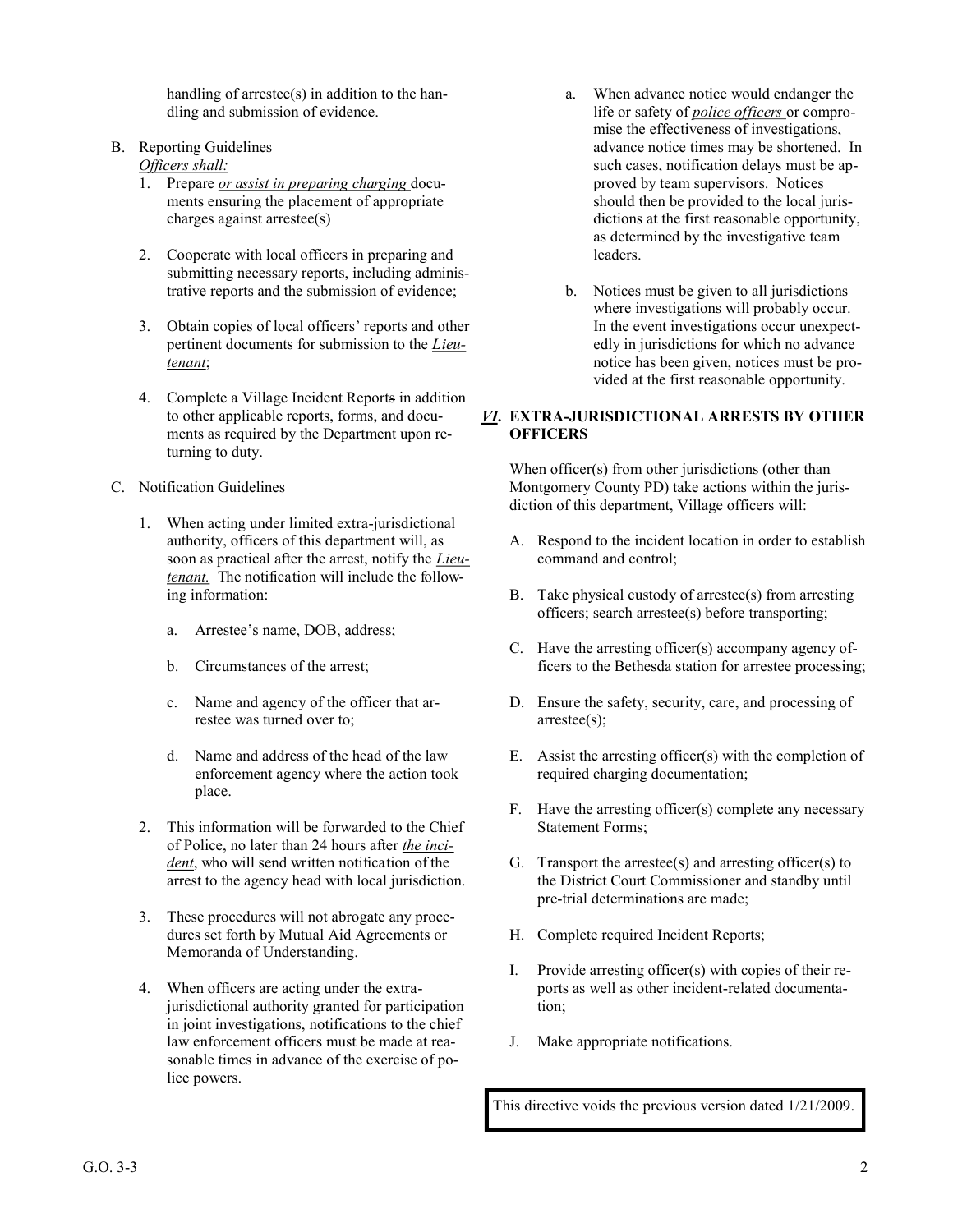handling of arrestee(s) in addition to the handling and submission of evidence.

B. Reporting Guidelines

*Officers shall:*

1. Prepare *or assist in preparing charging* documents ensuring the placement of appropriate charges against arrestee(s)

2. Cooperate with local officers in preparing and submitting necessary reports, including administrative reports and the submission of evidence;

3. Obtain copies of local officers' reports and other pertinent documents for submission to the *Lieutenant*;

4. Complete a Village Incident Reports in addition to other applicable reports, forms, and documents as required by the Department upon returning to duty.

C. Notification Guidelines

1. When acting under limited extra-jurisdictional authority, officers of this department will, as soon as practical after the arrest, notify the *Lieutenant.* The notification will include the following information:

   a. Arrestee's name, DOB, address;

   b. Circumstances of the arrest;

   c. Name and agency of the officer that arrestee was turned over to;

   d. Name and address of the head of the law enforcement agency where the action took place.

2. This information will be forwarded to the Chief of Police, no later than 24 hours after *the incident*, who will send written notification of the arrest to the agency head with local jurisdiction.

3. These procedures will not abrogate any procedures set forth by Mutual Aid Agreements or Memoranda of Understanding.

4. When officers are acting under the extra-jurisdictional authority granted for participation in joint investigations, notifications to the chief law enforcement officers must be made at reasonable times in advance of the exercise of police powers.

   a. When advance notice would endanger the life or safety of *police officers* or compromise the effectiveness of investigations, advance notice times may be shortened. In such cases, notification delays must be approved by team supervisors. Notices should then be provided to the local jurisdictions at the first reasonable opportunity, as determined by the investigative team leaders.

   b. Notices must be given to all jurisdictions where investigations will probably occur. In the event investigations occur unexpectedly in jurisdictions for which no advance notice has been given, notices must be provided at the first reasonable opportunity.

## *VI*. EXTRA-JURISDICTIONAL ARRESTS BY OTHER OFFICERS

When officer(s) from other jurisdictions (other than Montgomery County PD) take actions within the jurisdiction of this department, Village officers will:

A. Respond to the incident location in order to establish command and control;

B. Take physical custody of arrestee(s) from arresting officers; search arrestee(s) before transporting;

C. Have the arresting officer(s) accompany agency officers to the Bethesda station for arrestee processing;

D. Ensure the safety, security, care, and processing of arrestee(s);

E. Assist the arresting officer(s) with the completion of required charging documentation;

F. Have the arresting officer(s) complete any necessary Statement Forms;

G. Transport the arrestee(s) and arresting officer(s) to the District Court Commissioner and standby until pre-trial determinations are made;

H. Complete required Incident Reports;

I. Provide arresting officer(s) with copies of their reports as well as other incident-related documentation;

J. Make appropriate notifications.

This directive voids the previous version dated 1/21/2009.